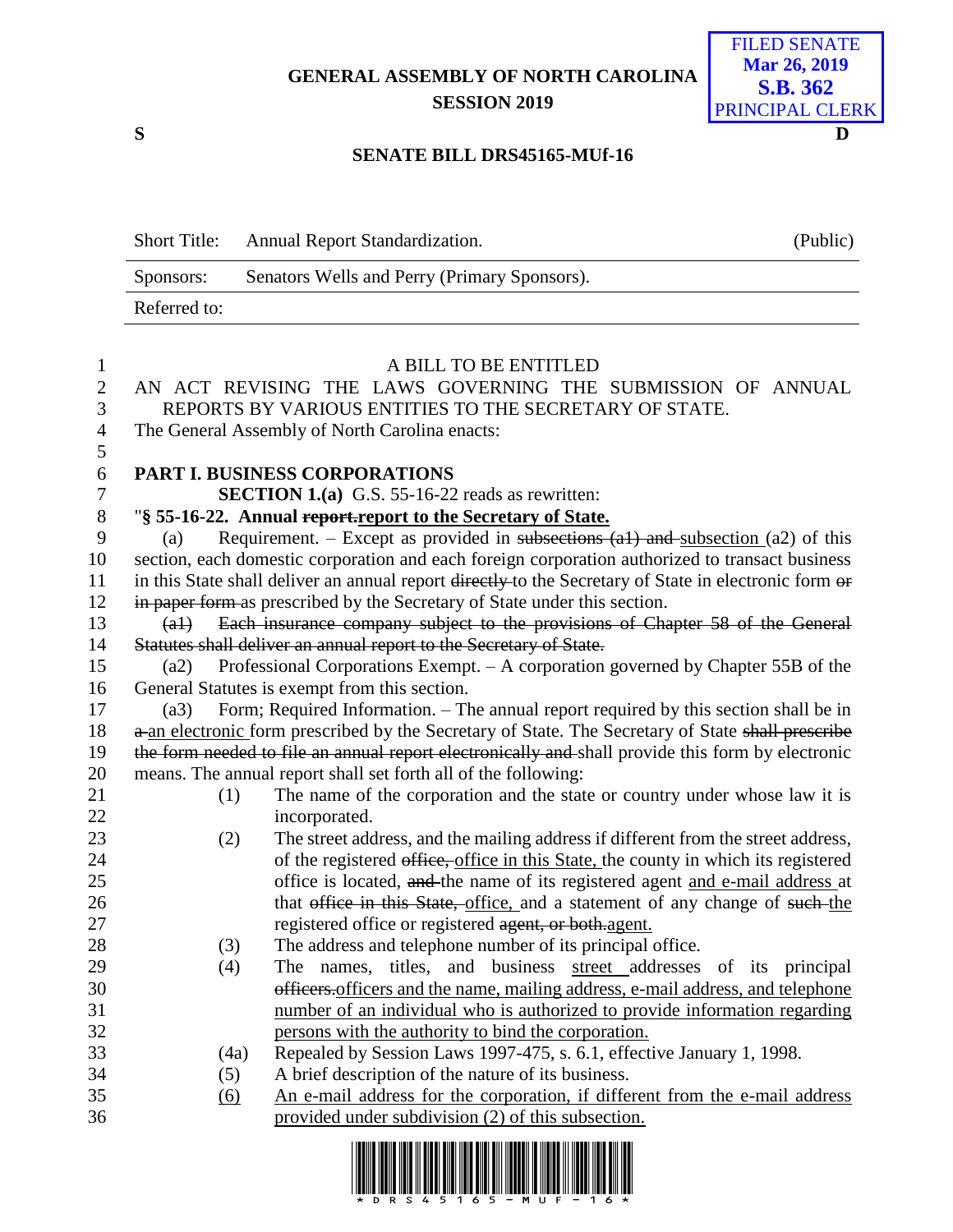GENERAL ASSEMBLY OF NORTH CAROLINA
SESSION 2019

FILED SENATE
Mar 26, 2019
S.B. 362
PRINCIPAL CLERK

S D

**SENATE BILL DRS45165-MUf-16**

| Short Title: | Annual Report Standardization. | (Public) |
|---|---|---|
| Sponsors: | Senators Wells and Perry (Primary Sponsors). | |
| Referred to: | | |

A BILL TO BE ENTITLED

AN ACT REVISING THE LAWS GOVERNING THE SUBMISSION OF ANNUAL REPORTS BY VARIOUS ENTITIES TO THE SECRETARY OF STATE.

The General Assembly of North Carolina enacts:

**PART I. BUSINESS CORPORATIONS**

**SECTION 1.(a)** G.S. 55-16-22 reads as rewritten:

"**§ 55-16-22. Annual ~~report.~~report to the Secretary of State.**

(a) Requirement. – Except as provided in ~~subsections (a1) and~~ subsection (a2) of this section, each domestic corporation and each foreign corporation authorized to transact business in this State shall deliver an annual report ~~directly~~ to the Secretary of State in electronic form ~~or in paper form~~ as prescribed by the Secretary of State under this section.

~~(a1) Each insurance company subject to the provisions of Chapter 58 of the General Statutes shall deliver an annual report to the Secretary of State.~~

(a2) Professional Corporations Exempt. – A corporation governed by Chapter 55B of the General Statutes is exempt from this section.

(a3) Form; Required Information. – The annual report required by this section shall be in ~~a~~ an electronic form prescribed by the Secretary of State. The Secretary of State ~~shall prescribe the form needed to file an annual report electronically and~~ shall provide this form by electronic means. The annual report shall set forth all of the following:

(1) The name of the corporation and the state or country under whose law it is incorporated.

(2) The street address, and the mailing address if different from the street address, of the registered ~~office,~~ office in this State, the county in which its registered office is located, ~~and~~ the name of its registered agent and e-mail address at that ~~office in this State,~~ office, and a statement of any change of ~~such~~ the registered office or registered ~~agent, or both.~~agent.

(3) The address and telephone number of its principal office.

(4) The names, titles, and business street addresses of its principal ~~officers.~~officers and the name, mailing address, e-mail address, and telephone number of an individual who is authorized to provide information regarding persons with the authority to bind the corporation.

(4a) Repealed by Session Laws 1997-475, s. 6.1, effective January 1, 1998.

(5) A brief description of the nature of its business.

(6) An e-mail address for the corporation, if different from the e-mail address provided under subdivision (2) of this subsection.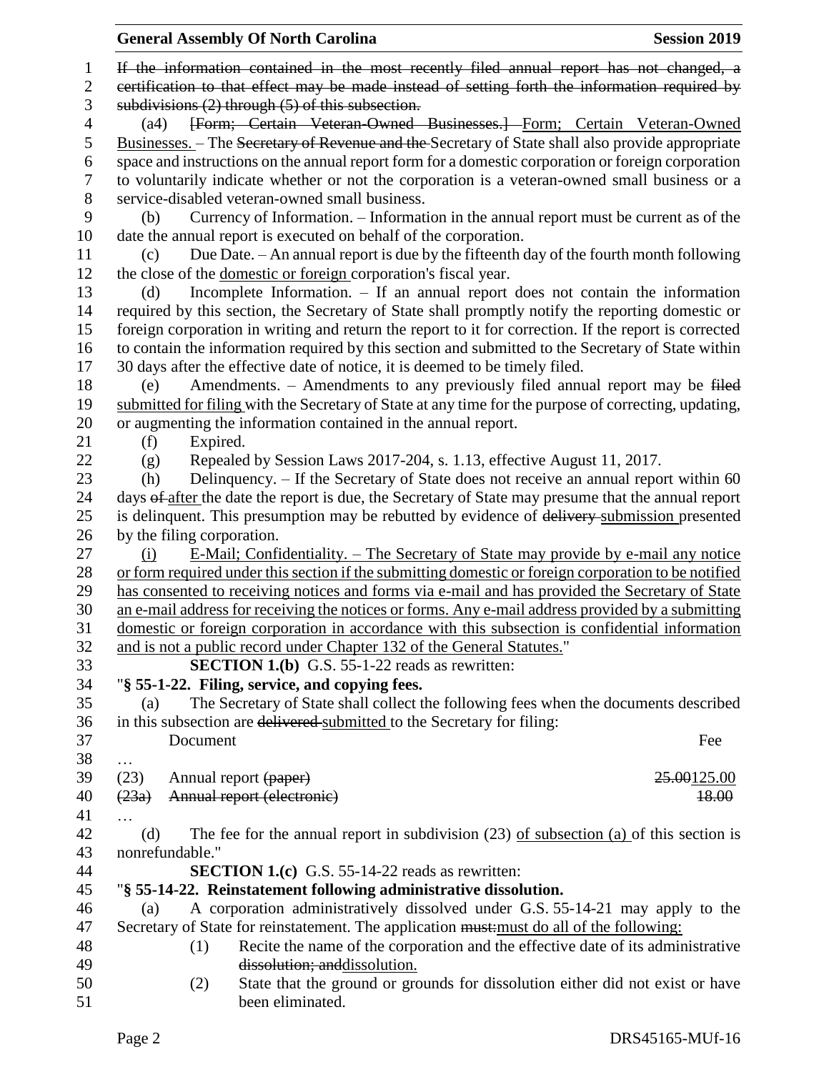If the information contained in the most recently filed annual report has not changed, a certification to that effect may be made instead of setting forth the information required by subdivisions (2) through (5) of this subsection.

(a4) [Form; Certain Veteran-Owned Businesses.] Form; Certain Veteran-Owned Businesses. – The Secretary of Revenue and the Secretary of State shall also provide appropriate space and instructions on the annual report form for a domestic corporation or foreign corporation to voluntarily indicate whether or not the corporation is a veteran-owned small business or a service-disabled veteran-owned small business.

(b) Currency of Information. – Information in the annual report must be current as of the date the annual report is executed on behalf of the corporation.

(c) Due Date. – An annual report is due by the fifteenth day of the fourth month following the close of the domestic or foreign corporation's fiscal year.

(d) Incomplete Information. – If an annual report does not contain the information required by this section, the Secretary of State shall promptly notify the reporting domestic or foreign corporation in writing and return the report to it for correction. If the report is corrected to contain the information required by this section and submitted to the Secretary of State within 30 days after the effective date of notice, it is deemed to be timely filed.

(e) Amendments. – Amendments to any previously filed annual report may be filed submitted for filing with the Secretary of State at any time for the purpose of correcting, updating, or augmenting the information contained in the annual report.

(f) Expired.

(g) Repealed by Session Laws 2017-204, s. 1.13, effective August 11, 2017.

(h) Delinquency. – If the Secretary of State does not receive an annual report within 60 days of after the date the report is due, the Secretary of State may presume that the annual report is delinquent. This presumption may be rebutted by evidence of delivery submission presented by the filing corporation.

(i) E-Mail; Confidentiality. – The Secretary of State may provide by e-mail any notice or form required under this section if the submitting domestic or foreign corporation to be notified has consented to receiving notices and forms via e-mail and has provided the Secretary of State an e-mail address for receiving the notices or forms. Any e-mail address provided by a submitting domestic or foreign corporation in accordance with this subsection is confidential information and is not a public record under Chapter 132 of the General Statutes."

**SECTION 1.(b)** G.S. 55-1-22 reads as rewritten:

"**§ 55-1-22. Filing, service, and copying fees.**

(a) The Secretary of State shall collect the following fees when the documents described in this subsection are delivered submitted to the Secretary for filing:

| | Document | Fee |
|---|---|---|
| … | | |
| (23) | Annual report (paper) | 25.00125.00 |
| (23a) | Annual report (electronic) | 18.00 |
| … | | |

(d) The fee for the annual report in subdivision (23) of subsection (a) of this section is nonrefundable."

**SECTION 1.(c)** G.S. 55-14-22 reads as rewritten:

"**§ 55-14-22. Reinstatement following administrative dissolution.**

(a) A corporation administratively dissolved under G.S. 55-14-21 may apply to the Secretary of State for reinstatement. The application must:must do all of the following:

(1) Recite the name of the corporation and the effective date of its administrative dissolution; anddissolution.

(2) State that the ground or grounds for dissolution either did not exist or have been eliminated.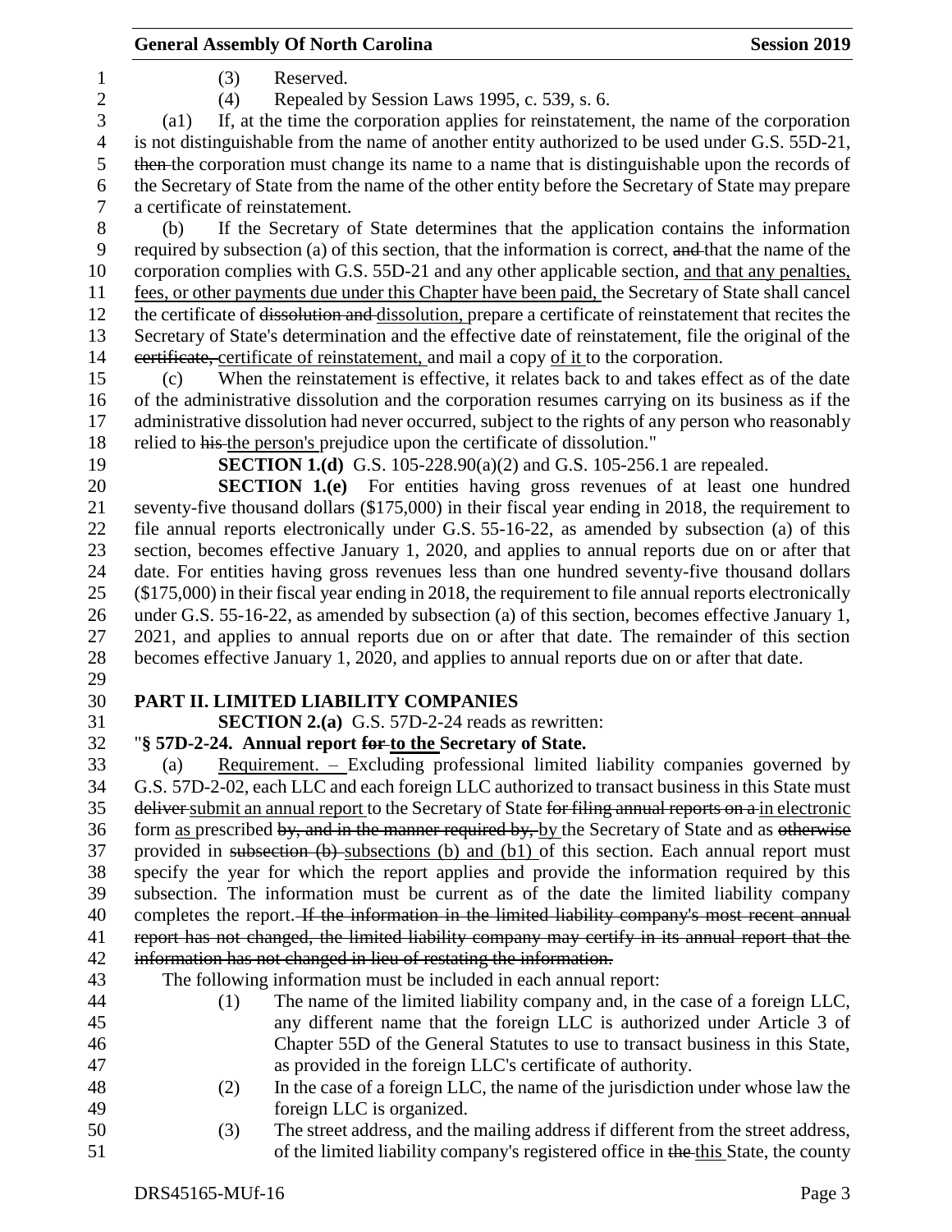(3) Reserved.

(4) Repealed by Session Laws 1995, c. 539, s. 6.

(a1) If, at the time the corporation applies for reinstatement, the name of the corporation is not distinguishable from the name of another entity authorized to be used under G.S. 55D-21, ~~then~~ the corporation must change its name to a name that is distinguishable upon the records of the Secretary of State from the name of the other entity before the Secretary of State may prepare a certificate of reinstatement.

(b) If the Secretary of State determines that the application contains the information required by subsection (a) of this section, that the information is correct, ~~and~~ that the name of the corporation complies with G.S. 55D-21 and any other applicable section, <u>and that any penalties, fees, or other payments due under this Chapter have been paid,</u> the Secretary of State shall cancel the certificate of ~~dissolution and~~ <u>dissolution,</u> prepare a certificate of reinstatement that recites the Secretary of State's determination and the effective date of reinstatement, file the original of the ~~certificate,~~ <u>certificate of reinstatement,</u> and mail a copy <u>of it</u> to the corporation.

(c) When the reinstatement is effective, it relates back to and takes effect as of the date of the administrative dissolution and the corporation resumes carrying on its business as if the administrative dissolution had never occurred, subject to the rights of any person who reasonably relied to ~~his~~ <u>the person's</u> prejudice upon the certificate of dissolution."

**SECTION 1.(d)** G.S. 105-228.90(a)(2) and G.S. 105-256.1 are repealed.

**SECTION 1.(e)** For entities having gross revenues of at least one hundred seventy-five thousand dollars ($175,000) in their fiscal year ending in 2018, the requirement to file annual reports electronically under G.S. 55-16-22, as amended by subsection (a) of this section, becomes effective January 1, 2020, and applies to annual reports due on or after that date. For entities having gross revenues less than one hundred seventy-five thousand dollars ($175,000) in their fiscal year ending in 2018, the requirement to file annual reports electronically under G.S. 55-16-22, as amended by subsection (a) of this section, becomes effective January 1, 2021, and applies to annual reports due on or after that date. The remainder of this section becomes effective January 1, 2020, and applies to annual reports due on or after that date.

## PART II. LIMITED LIABILITY COMPANIES

**SECTION 2.(a)** G.S. 57D-2-24 reads as rewritten:

"**§ 57D-2-24. Annual report ~~for~~ <u>to the</u> Secretary of State.**

(a) <u>Requirement. –</u> Excluding professional limited liability companies governed by G.S. 57D-2-02, each LLC and each foreign LLC authorized to transact business in this State must ~~deliver~~ <u>submit an annual report</u> to the Secretary of State ~~for filing annual reports on a~~ <u>in electronic</u> form <u>as</u> prescribed ~~by, and in the manner required by,~~ <u>by</u> the Secretary of State and as ~~otherwise~~ provided in ~~subsection (b)~~ <u>subsections (b) and (b1)</u> of this section. Each annual report must specify the year for which the report applies and provide the information required by this subsection. The information must be current as of the date the limited liability company completes the report. ~~If the information in the limited liability company's most recent annual report has not changed, the limited liability company may certify in its annual report that the information has not changed in lieu of restating the information.~~

The following information must be included in each annual report:

(1) The name of the limited liability company and, in the case of a foreign LLC, any different name that the foreign LLC is authorized under Article 3 of Chapter 55D of the General Statutes to use to transact business in this State, as provided in the foreign LLC's certificate of authority.

(2) In the case of a foreign LLC, the name of the jurisdiction under whose law the foreign LLC is organized.

(3) The street address, and the mailing address if different from the street address, of the limited liability company's registered office in ~~the~~ <u>this</u> State, the county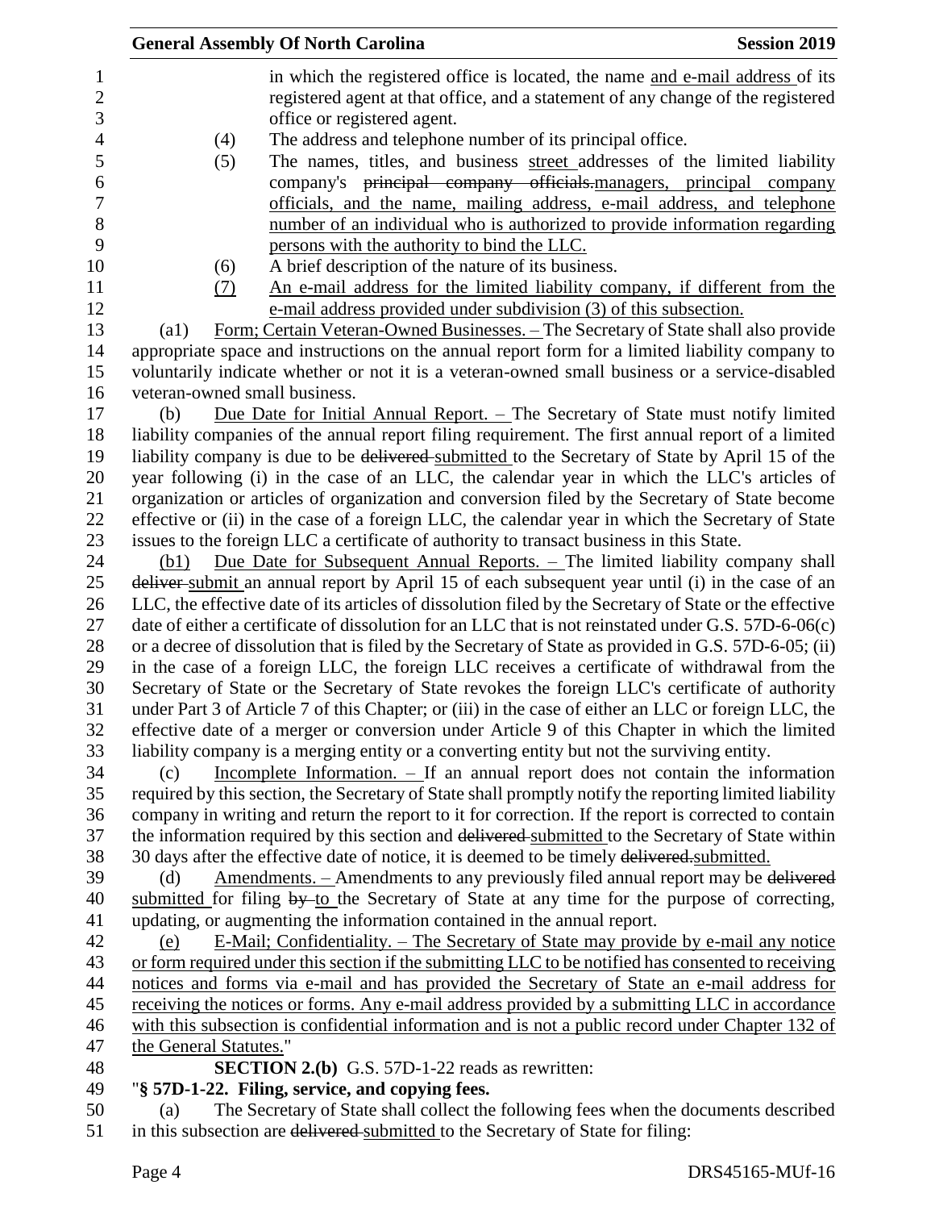in which the registered office is located, the name and e-mail address of its registered agent at that office, and a statement of any change of the registered office or registered agent.

(4) The address and telephone number of its principal office.

(5) The names, titles, and business street addresses of the limited liability company's ~~principal company officials.~~managers, principal company officials, and the name, mailing address, e-mail address, and telephone number of an individual who is authorized to provide information regarding persons with the authority to bind the LLC.

(6) A brief description of the nature of its business.

(7) An e-mail address for the limited liability company, if different from the e-mail address provided under subdivision (3) of this subsection.

(a1) Form; Certain Veteran-Owned Businesses. – The Secretary of State shall also provide appropriate space and instructions on the annual report form for a limited liability company to voluntarily indicate whether or not it is a veteran-owned small business or a service-disabled veteran-owned small business.

(b) Due Date for Initial Annual Report. – The Secretary of State must notify limited liability companies of the annual report filing requirement. The first annual report of a limited liability company is due to be ~~delivered~~ submitted to the Secretary of State by April 15 of the year following (i) in the case of an LLC, the calendar year in which the LLC's articles of organization or articles of organization and conversion filed by the Secretary of State become effective or (ii) in the case of a foreign LLC, the calendar year in which the Secretary of State issues to the foreign LLC a certificate of authority to transact business in this State.

(b1) Due Date for Subsequent Annual Reports. – The limited liability company shall ~~deliver~~ submit an annual report by April 15 of each subsequent year until (i) in the case of an LLC, the effective date of its articles of dissolution filed by the Secretary of State or the effective date of either a certificate of dissolution for an LLC that is not reinstated under G.S. 57D-6-06(c) or a decree of dissolution that is filed by the Secretary of State as provided in G.S. 57D-6-05; (ii) in the case of a foreign LLC, the foreign LLC receives a certificate of withdrawal from the Secretary of State or the Secretary of State revokes the foreign LLC's certificate of authority under Part 3 of Article 7 of this Chapter; or (iii) in the case of either an LLC or foreign LLC, the effective date of a merger or conversion under Article 9 of this Chapter in which the limited liability company is a merging entity or a converting entity but not the surviving entity.

(c) Incomplete Information. – If an annual report does not contain the information required by this section, the Secretary of State shall promptly notify the reporting limited liability company in writing and return the report to it for correction. If the report is corrected to contain the information required by this section and ~~delivered~~ submitted to the Secretary of State within 30 days after the effective date of notice, it is deemed to be timely ~~delivered.~~submitted.

(d) Amendments. – Amendments to any previously filed annual report may be ~~delivered~~ submitted for filing ~~by~~ to the Secretary of State at any time for the purpose of correcting, updating, or augmenting the information contained in the annual report.

(e) E-Mail; Confidentiality. – The Secretary of State may provide by e-mail any notice or form required under this section if the submitting LLC to be notified has consented to receiving notices and forms via e-mail and has provided the Secretary of State an e-mail address for receiving the notices or forms. Any e-mail address provided by a submitting LLC in accordance with this subsection is confidential information and is not a public record under Chapter 132 of the General Statutes."

**SECTION 2.(b)** G.S. 57D-1-22 reads as rewritten:

"**§ 57D-1-22. Filing, service, and copying fees.**

(a) The Secretary of State shall collect the following fees when the documents described in this subsection are ~~delivered~~ submitted to the Secretary of State for filing: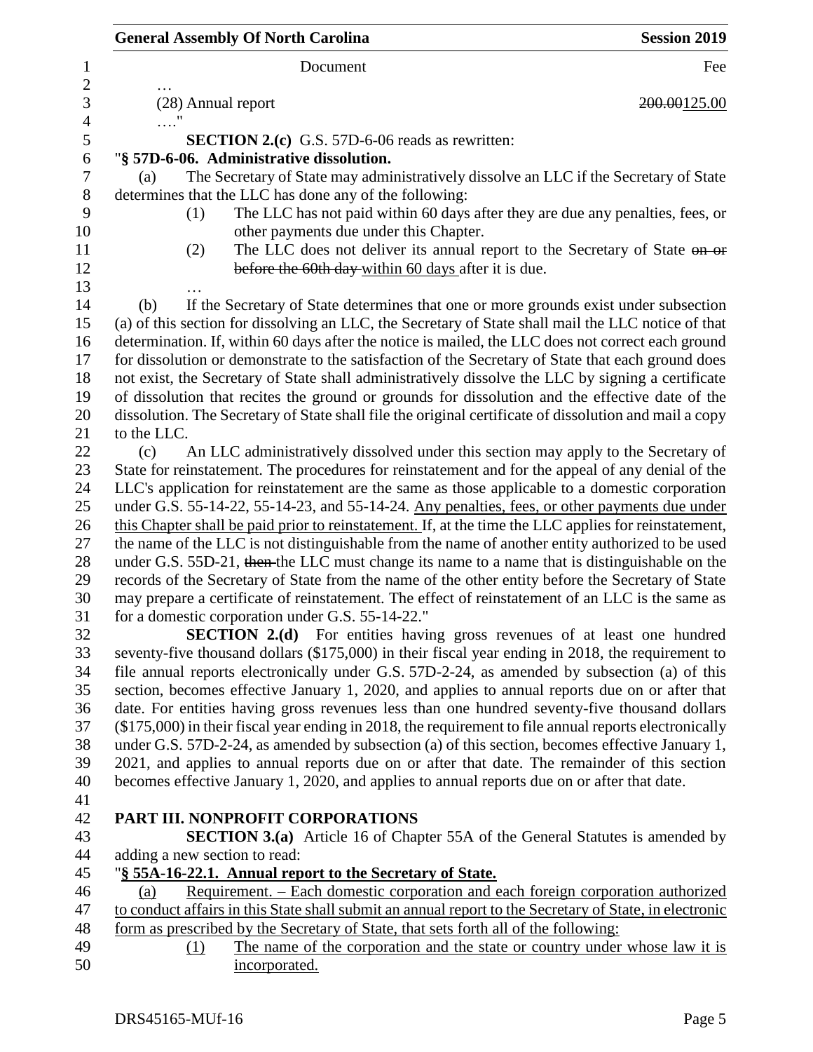| Document | Fee |
|---|---|
| … | |
| (28) Annual report | ~~200.00~~125.00 |
| …." | |

**SECTION 2.(c)** G.S. 57D-6-06 reads as rewritten:

"**§ 57D-6-06. Administrative dissolution.**

(a) The Secretary of State may administratively dissolve an LLC if the Secretary of State determines that the LLC has done any of the following:

(1) The LLC has not paid within 60 days after they are due any penalties, fees, or other payments due under this Chapter.

(2) The LLC does not deliver its annual report to the Secretary of State ~~on or before the 60th day~~ within 60 days after it is due.

…

(b) If the Secretary of State determines that one or more grounds exist under subsection (a) of this section for dissolving an LLC, the Secretary of State shall mail the LLC notice of that determination. If, within 60 days after the notice is mailed, the LLC does not correct each ground for dissolution or demonstrate to the satisfaction of the Secretary of State that each ground does not exist, the Secretary of State shall administratively dissolve the LLC by signing a certificate of dissolution that recites the ground or grounds for dissolution and the effective date of the dissolution. The Secretary of State shall file the original certificate of dissolution and mail a copy to the LLC.

(c) An LLC administratively dissolved under this section may apply to the Secretary of State for reinstatement. The procedures for reinstatement and for the appeal of any denial of the LLC's application for reinstatement are the same as those applicable to a domestic corporation under G.S. 55-14-22, 55-14-23, and 55-14-24. Any penalties, fees, or other payments due under this Chapter shall be paid prior to reinstatement. If, at the time the LLC applies for reinstatement, the name of the LLC is not distinguishable from the name of another entity authorized to be used under G.S. 55D-21, ~~then~~ the LLC must change its name to a name that is distinguishable on the records of the Secretary of State from the name of the other entity before the Secretary of State may prepare a certificate of reinstatement. The effect of reinstatement of an LLC is the same as for a domestic corporation under G.S. 55-14-22."

**SECTION 2.(d)** For entities having gross revenues of at least one hundred seventy-five thousand dollars ($175,000) in their fiscal year ending in 2018, the requirement to file annual reports electronically under G.S. 57D-2-24, as amended by subsection (a) of this section, becomes effective January 1, 2020, and applies to annual reports due on or after that date. For entities having gross revenues less than one hundred seventy-five thousand dollars ($175,000) in their fiscal year ending in 2018, the requirement to file annual reports electronically under G.S. 57D-2-24, as amended by subsection (a) of this section, becomes effective January 1, 2021, and applies to annual reports due on or after that date. The remainder of this section becomes effective January 1, 2020, and applies to annual reports due on or after that date.

## PART III. NONPROFIT CORPORATIONS

**SECTION 3.(a)** Article 16 of Chapter 55A of the General Statutes is amended by adding a new section to read:

"**<u>§ 55A-16-22.1. Annual report to the Secretary of State.</u>**

<u>(a) Requirement. – Each domestic corporation and each foreign corporation authorized to conduct affairs in this State shall submit an annual report to the Secretary of State, in electronic form as prescribed by the Secretary of State, that sets forth all of the following:</u>

<u>(1) The name of the corporation and the state or country under whose law it is incorporated.</u>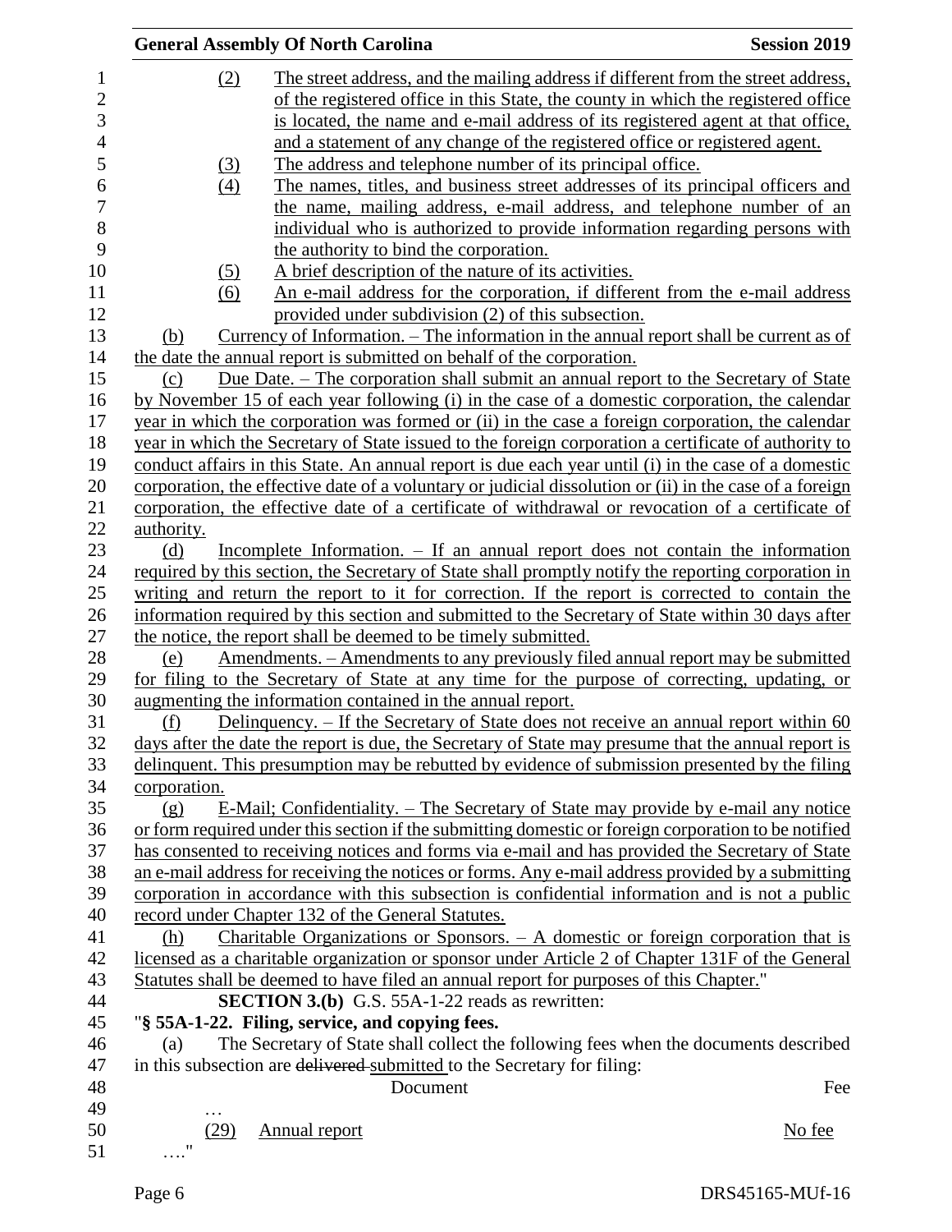(2) The street address, and the mailing address if different from the street address, of the registered office in this State, the county in which the registered office is located, the name and e-mail address of its registered agent at that office, and a statement of any change of the registered office or registered agent.

(3) The address and telephone number of its principal office.

(4) The names, titles, and business street addresses of its principal officers and the name, mailing address, e-mail address, and telephone number of an individual who is authorized to provide information regarding persons with the authority to bind the corporation.

(5) A brief description of the nature of its activities.

(6) An e-mail address for the corporation, if different from the e-mail address provided under subdivision (2) of this subsection.

(b) Currency of Information. – The information in the annual report shall be current as of the date the annual report is submitted on behalf of the corporation.

(c) Due Date. – The corporation shall submit an annual report to the Secretary of State by November 15 of each year following (i) in the case of a domestic corporation, the calendar year in which the corporation was formed or (ii) in the case a foreign corporation, the calendar year in which the Secretary of State issued to the foreign corporation a certificate of authority to conduct affairs in this State. An annual report is due each year until (i) in the case of a domestic corporation, the effective date of a voluntary or judicial dissolution or (ii) in the case of a foreign corporation, the effective date of a certificate of withdrawal or revocation of a certificate of authority.

(d) Incomplete Information. – If an annual report does not contain the information required by this section, the Secretary of State shall promptly notify the reporting corporation in writing and return the report to it for correction. If the report is corrected to contain the information required by this section and submitted to the Secretary of State within 30 days after the notice, the report shall be deemed to be timely submitted.

(e) Amendments. – Amendments to any previously filed annual report may be submitted for filing to the Secretary of State at any time for the purpose of correcting, updating, or augmenting the information contained in the annual report.

(f) Delinquency. – If the Secretary of State does not receive an annual report within 60 days after the date the report is due, the Secretary of State may presume that the annual report is delinquent. This presumption may be rebutted by evidence of submission presented by the filing corporation.

(g) E-Mail; Confidentiality. – The Secretary of State may provide by e-mail any notice or form required under this section if the submitting domestic or foreign corporation to be notified has consented to receiving notices and forms via e-mail and has provided the Secretary of State an e-mail address for receiving the notices or forms. Any e-mail address provided by a submitting corporation in accordance with this subsection is confidential information and is not a public record under Chapter 132 of the General Statutes.

(h) Charitable Organizations or Sponsors. – A domestic or foreign corporation that is licensed as a charitable organization or sponsor under Article 2 of Chapter 131F of the General Statutes shall be deemed to have filed an annual report for purposes of this Chapter."

**SECTION 3.(b)** G.S. 55A-1-22 reads as rewritten:

"**§ 55A-1-22. Filing, service, and copying fees.**

(a) The Secretary of State shall collect the following fees when the documents described in this subsection are ~~delivered~~ submitted to the Secretary for filing:

| | Document | Fee |
|---|---|---|
| … | | |
| (29) | Annual report | No fee |

…."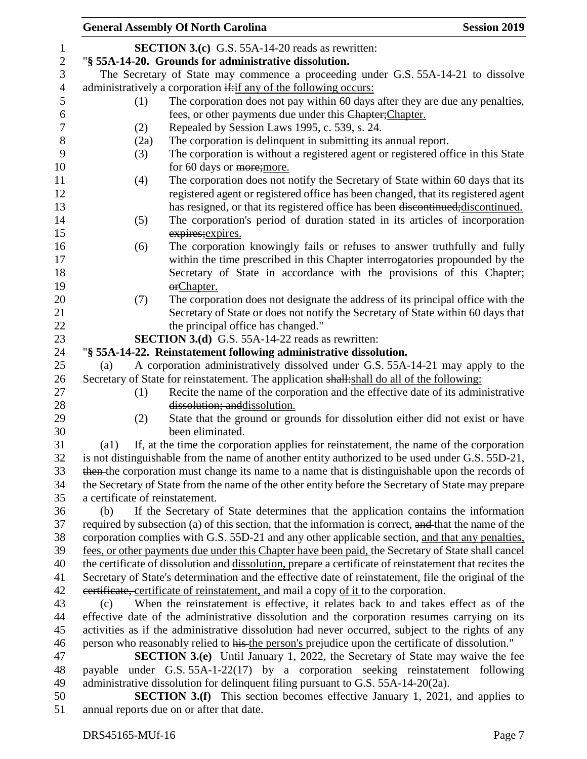**SECTION 3.(c)** G.S. 55A-14-20 reads as rewritten:

"**§ 55A-14-20. Grounds for administrative dissolution.**

The Secretary of State may commence a proceeding under G.S. 55A-14-21 to dissolve administratively a corporation ~~if:~~if any of the following occurs:

(1) The corporation does not pay within 60 days after they are due any penalties, fees, or other payments due under this ~~Chapter;~~Chapter.

(2) Repealed by Session Laws 1995, c. 539, s. 24.

(2a) The corporation is delinquent in submitting its annual report.

(3) The corporation is without a registered agent or registered office in this State for 60 days or ~~more;~~more.

(4) The corporation does not notify the Secretary of State within 60 days that its registered agent or registered office has been changed, that its registered agent has resigned, or that its registered office has been ~~discontinued;~~discontinued.

(5) The corporation's period of duration stated in its articles of incorporation ~~expires;~~expires.

(6) The corporation knowingly fails or refuses to answer truthfully and fully within the time prescribed in this Chapter interrogatories propounded by the Secretary of State in accordance with the provisions of this ~~Chapter; or~~Chapter.

(7) The corporation does not designate the address of its principal office with the Secretary of State or does not notify the Secretary of State within 60 days that the principal office has changed."

**SECTION 3.(d)** G.S. 55A-14-22 reads as rewritten:

"**§ 55A-14-22. Reinstatement following administrative dissolution.**

(a) A corporation administratively dissolved under G.S. 55A-14-21 may apply to the Secretary of State for reinstatement. The application ~~shall:~~shall do all of the following:

(1) Recite the name of the corporation and the effective date of its administrative ~~dissolution; and~~dissolution.

(2) State that the ground or grounds for dissolution either did not exist or have been eliminated.

(a1) If, at the time the corporation applies for reinstatement, the name of the corporation is not distinguishable from the name of another entity authorized to be used under G.S. 55D-21, ~~then~~ the corporation must change its name to a name that is distinguishable upon the records of the Secretary of State from the name of the other entity before the Secretary of State may prepare a certificate of reinstatement.

(b) If the Secretary of State determines that the application contains the information required by subsection (a) of this section, that the information is correct, ~~and~~ that the name of the corporation complies with G.S. 55D-21 and any other applicable section, and that any penalties, fees, or other payments due under this Chapter have been paid, the Secretary of State shall cancel the certificate of ~~dissolution and~~ dissolution, prepare a certificate of reinstatement that recites the Secretary of State's determination and the effective date of reinstatement, file the original of the ~~certificate,~~ certificate of reinstatement, and mail a copy of it to the corporation.

(c) When the reinstatement is effective, it relates back to and takes effect as of the effective date of the administrative dissolution and the corporation resumes carrying on its activities as if the administrative dissolution had never occurred, subject to the rights of any person who reasonably relied to ~~his~~ the person's prejudice upon the certificate of dissolution."

**SECTION 3.(e)** Until January 1, 2022, the Secretary of State may waive the fee payable under G.S. 55A-1-22(17) by a corporation seeking reinstatement following administrative dissolution for delinquent filing pursuant to G.S. 55A-14-20(2a).

**SECTION 3.(f)** This section becomes effective January 1, 2021, and applies to annual reports due on or after that date.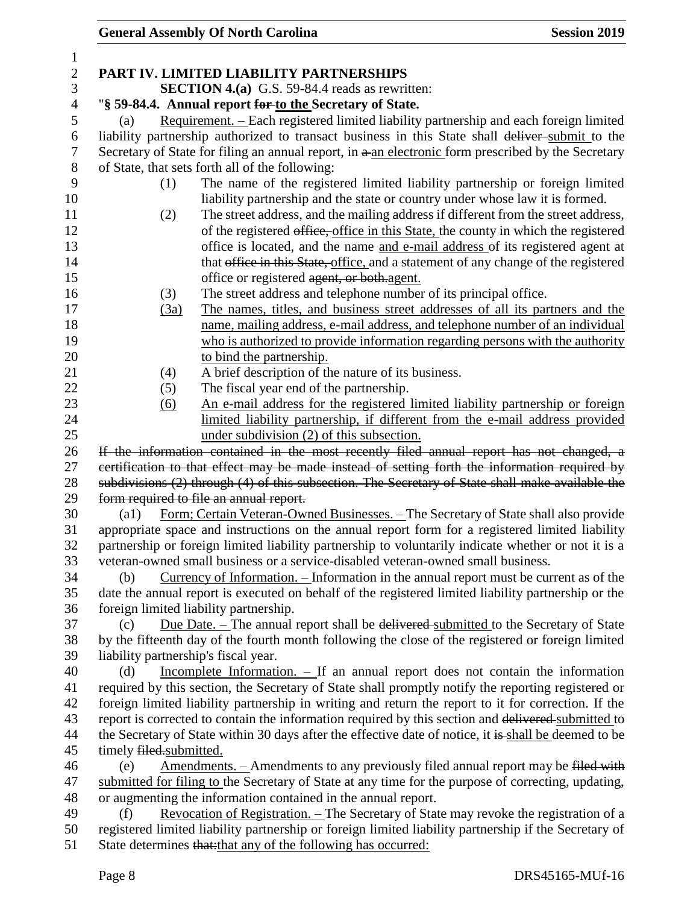## PART IV. LIMITED LIABILITY PARTNERSHIPS

**SECTION 4.(a)** G.S. 59-84.4 reads as rewritten:

"**§ 59-84.4. Annual report ~~for~~ to the Secretary of State.**

(a) Requirement. – Each registered limited liability partnership and each foreign limited liability partnership authorized to transact business in this State shall ~~deliver~~ submit to the Secretary of State for filing an annual report, in ~~a~~ an electronic form prescribed by the Secretary of State, that sets forth all of the following:

(1) The name of the registered limited liability partnership or foreign limited liability partnership and the state or country under whose law it is formed.

(2) The street address, and the mailing address if different from the street address, of the registered ~~office,~~ office in this State, the county in which the registered office is located, and the name and e-mail address of its registered agent at that ~~office in this State,~~ office, and a statement of any change of the registered office or registered ~~agent, or both.~~agent.

(3) The street address and telephone number of its principal office.

(3a) The names, titles, and business street addresses of all its partners and the name, mailing address, e-mail address, and telephone number of an individual who is authorized to provide information regarding persons with the authority to bind the partnership.

(4) A brief description of the nature of its business.

(5) The fiscal year end of the partnership.

(6) An e-mail address for the registered limited liability partnership or foreign limited liability partnership, if different from the e-mail address provided under subdivision (2) of this subsection.

~~If the information contained in the most recently filed annual report has not changed, a certification to that effect may be made instead of setting forth the information required by subdivisions (2) through (4) of this subsection. The Secretary of State shall make available the form required to file an annual report.~~

(a1) Form; Certain Veteran-Owned Businesses. – The Secretary of State shall also provide appropriate space and instructions on the annual report form for a registered limited liability partnership or foreign limited liability partnership to voluntarily indicate whether or not it is a veteran-owned small business or a service-disabled veteran-owned small business.

(b) Currency of Information. – Information in the annual report must be current as of the date the annual report is executed on behalf of the registered limited liability partnership or the foreign limited liability partnership.

(c) Due Date. – The annual report shall be ~~delivered~~ submitted to the Secretary of State by the fifteenth day of the fourth month following the close of the registered or foreign limited liability partnership's fiscal year.

(d) Incomplete Information. – If an annual report does not contain the information required by this section, the Secretary of State shall promptly notify the reporting registered or foreign limited liability partnership in writing and return the report to it for correction. If the report is corrected to contain the information required by this section and ~~delivered~~ submitted to the Secretary of State within 30 days after the effective date of notice, it ~~is~~ shall be deemed to be timely ~~filed.~~submitted.

(e) Amendments. – Amendments to any previously filed annual report may be ~~filed with~~ submitted for filing to the Secretary of State at any time for the purpose of correcting, updating, or augmenting the information contained in the annual report.

(f) Revocation of Registration. – The Secretary of State may revoke the registration of a registered limited liability partnership or foreign limited liability partnership if the Secretary of State determines ~~that:~~that any of the following has occurred: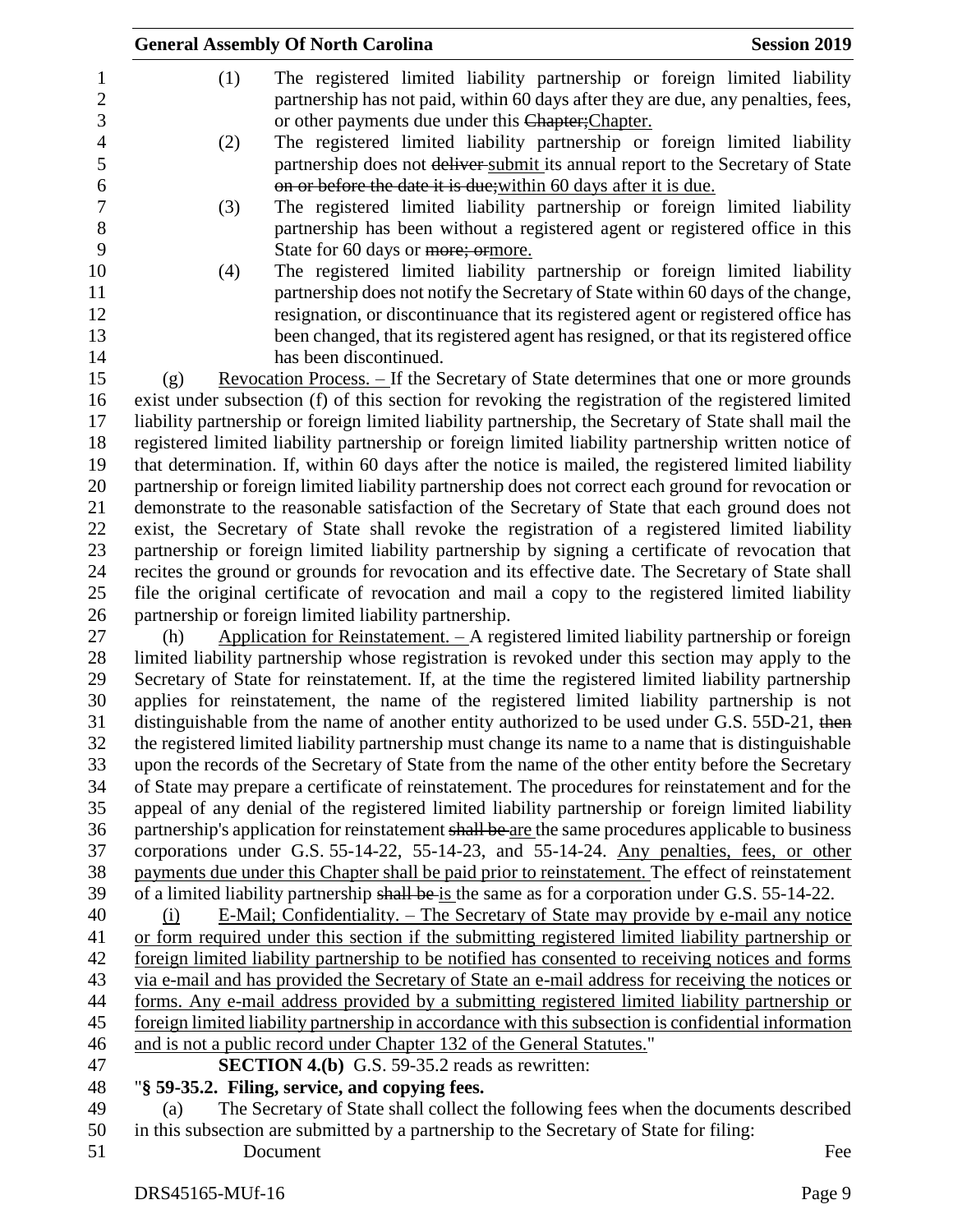(1) The registered limited liability partnership or foreign limited liability partnership has not paid, within 60 days after they are due, any penalties, fees, or other payments due under this ~~Chapter;~~<u>Chapter.</u>

(2) The registered limited liability partnership or foreign limited liability partnership does not ~~deliver~~ <u>submit</u> its annual report to the Secretary of State ~~on or before the date it is due;~~<u>within 60 days after it is due.</u>

(3) The registered limited liability partnership or foreign limited liability partnership has been without a registered agent or registered office in this State for 60 days or ~~more; or~~<u>more.</u>

(4) The registered limited liability partnership or foreign limited liability partnership does not notify the Secretary of State within 60 days of the change, resignation, or discontinuance that its registered agent or registered office has been changed, that its registered agent has resigned, or that its registered office has been discontinued.

(g) <u>Revocation Process. –</u> If the Secretary of State determines that one or more grounds exist under subsection (f) of this section for revoking the registration of the registered limited liability partnership or foreign limited liability partnership, the Secretary of State shall mail the registered limited liability partnership or foreign limited liability partnership written notice of that determination. If, within 60 days after the notice is mailed, the registered limited liability partnership or foreign limited liability partnership does not correct each ground for revocation or demonstrate to the reasonable satisfaction of the Secretary of State that each ground does not exist, the Secretary of State shall revoke the registration of a registered limited liability partnership or foreign limited liability partnership by signing a certificate of revocation that recites the ground or grounds for revocation and its effective date. The Secretary of State shall file the original certificate of revocation and mail a copy to the registered limited liability partnership or foreign limited liability partnership.

(h) <u>Application for Reinstatement. –</u> A registered limited liability partnership or foreign limited liability partnership whose registration is revoked under this section may apply to the Secretary of State for reinstatement. If, at the time the registered limited liability partnership applies for reinstatement, the name of the registered limited liability partnership is not distinguishable from the name of another entity authorized to be used under G.S. 55D-21, ~~then~~ the registered limited liability partnership must change its name to a name that is distinguishable upon the records of the Secretary of State from the name of the other entity before the Secretary of State may prepare a certificate of reinstatement. The procedures for reinstatement and for the appeal of any denial of the registered limited liability partnership or foreign limited liability partnership's application for reinstatement ~~shall be~~ <u>are</u> the same procedures applicable to business corporations under G.S. 55-14-22, 55-14-23, and 55-14-24. <u>Any penalties, fees, or other payments due under this Chapter shall be paid prior to reinstatement.</u> The effect of reinstatement of a limited liability partnership ~~shall be~~ <u>is</u> the same as for a corporation under G.S. 55-14-22.

<u>(i) E-Mail; Confidentiality. – The Secretary of State may provide by e-mail any notice or form required under this section if the submitting registered limited liability partnership or foreign limited liability partnership to be notified has consented to receiving notices and forms via e-mail and has provided the Secretary of State an e-mail address for receiving the notices or forms. Any e-mail address provided by a submitting registered limited liability partnership or foreign limited liability partnership in accordance with this subsection is confidential information and is not a public record under Chapter 132 of the General Statutes.</u>"

**SECTION 4.(b)** G.S. 59-35.2 reads as rewritten:

"**§ 59-35.2. Filing, service, and copying fees.**

(a) The Secretary of State shall collect the following fees when the documents described in this subsection are submitted by a partnership to the Secretary of State for filing:

Document | Fee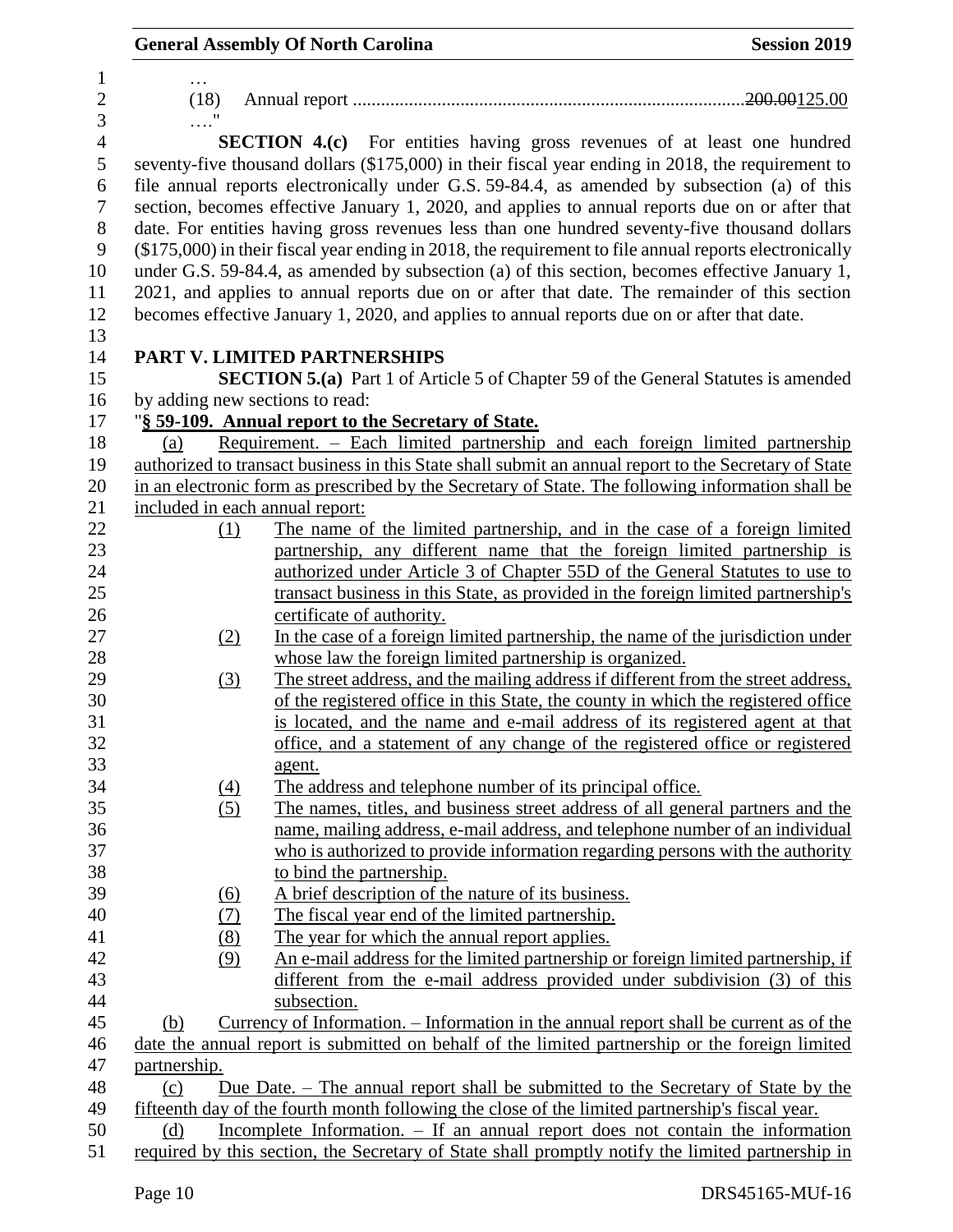…

(18) Annual report .................................................................................. ~~200.00~~125.00

…."

**SECTION 4.(c)** For entities having gross revenues of at least one hundred seventy-five thousand dollars ($175,000) in their fiscal year ending in 2018, the requirement to file annual reports electronically under G.S. 59-84.4, as amended by subsection (a) of this section, becomes effective January 1, 2020, and applies to annual reports due on or after that date. For entities having gross revenues less than one hundred seventy-five thousand dollars ($175,000) in their fiscal year ending in 2018, the requirement to file annual reports electronically under G.S. 59-84.4, as amended by subsection (a) of this section, becomes effective January 1, 2021, and applies to annual reports due on or after that date. The remainder of this section becomes effective January 1, 2020, and applies to annual reports due on or after that date.

**PART V. LIMITED PARTNERSHIPS**

**SECTION 5.(a)** Part 1 of Article 5 of Chapter 59 of the General Statutes is amended by adding new sections to read:

"**§ 59-109. Annual report to the Secretary of State.**

(a) Requirement. – Each limited partnership and each foreign limited partnership authorized to transact business in this State shall submit an annual report to the Secretary of State in an electronic form as prescribed by the Secretary of State. The following information shall be included in each annual report:

(1) The name of the limited partnership, and in the case of a foreign limited partnership, any different name that the foreign limited partnership is authorized under Article 3 of Chapter 55D of the General Statutes to use to transact business in this State, as provided in the foreign limited partnership's certificate of authority.

(2) In the case of a foreign limited partnership, the name of the jurisdiction under whose law the foreign limited partnership is organized.

(3) The street address, and the mailing address if different from the street address, of the registered office in this State, the county in which the registered office is located, and the name and e-mail address of its registered agent at that office, and a statement of any change of the registered office or registered agent.

(4) The address and telephone number of its principal office.

(5) The names, titles, and business street address of all general partners and the name, mailing address, e-mail address, and telephone number of an individual who is authorized to provide information regarding persons with the authority to bind the partnership.

(6) A brief description of the nature of its business.

(7) The fiscal year end of the limited partnership.

(8) The year for which the annual report applies.

(9) An e-mail address for the limited partnership or foreign limited partnership, if different from the e-mail address provided under subdivision (3) of this subsection.

(b) Currency of Information. – Information in the annual report shall be current as of the date the annual report is submitted on behalf of the limited partnership or the foreign limited partnership.

(c) Due Date. – The annual report shall be submitted to the Secretary of State by the fifteenth day of the fourth month following the close of the limited partnership's fiscal year.

(d) Incomplete Information. – If an annual report does not contain the information required by this section, the Secretary of State shall promptly notify the limited partnership in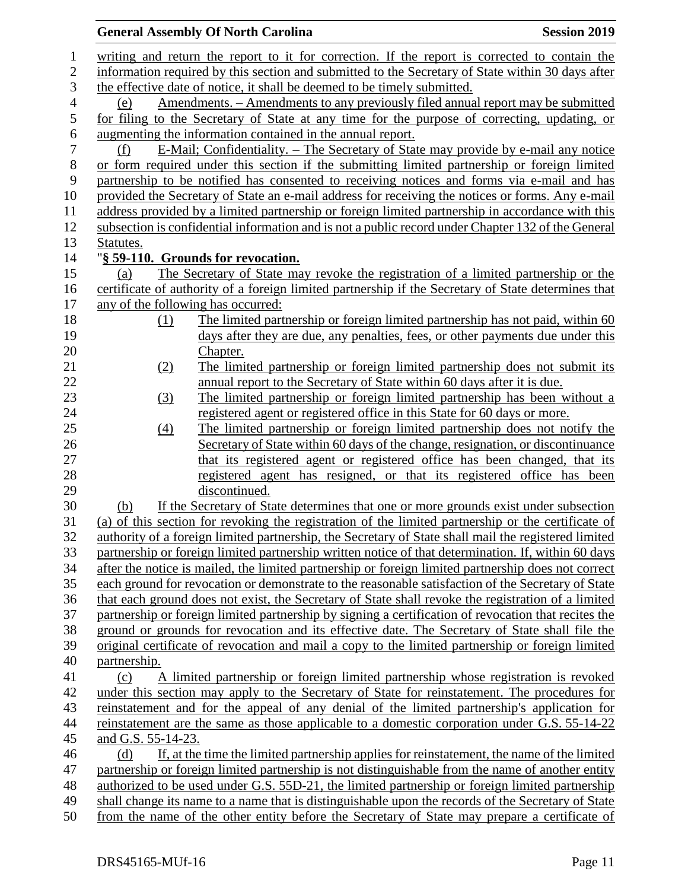writing and return the report to it for correction. If the report is corrected to contain the information required by this section and submitted to the Secretary of State within 30 days after the effective date of notice, it shall be deemed to be timely submitted.

(e) Amendments. – Amendments to any previously filed annual report may be submitted for filing to the Secretary of State at any time for the purpose of correcting, updating, or augmenting the information contained in the annual report.

(f) E-Mail; Confidentiality. – The Secretary of State may provide by e-mail any notice or form required under this section if the submitting limited partnership or foreign limited partnership to be notified has consented to receiving notices and forms via e-mail and has provided the Secretary of State an e-mail address for receiving the notices or forms. Any e-mail address provided by a limited partnership or foreign limited partnership in accordance with this subsection is confidential information and is not a public record under Chapter 132 of the General Statutes.

"**§ 59-110. Grounds for revocation.**

(a) The Secretary of State may revoke the registration of a limited partnership or the certificate of authority of a foreign limited partnership if the Secretary of State determines that any of the following has occurred:

(1) The limited partnership or foreign limited partnership has not paid, within 60 days after they are due, any penalties, fees, or other payments due under this Chapter.

(2) The limited partnership or foreign limited partnership does not submit its annual report to the Secretary of State within 60 days after it is due.

(3) The limited partnership or foreign limited partnership has been without a registered agent or registered office in this State for 60 days or more.

(4) The limited partnership or foreign limited partnership does not notify the Secretary of State within 60 days of the change, resignation, or discontinuance that its registered agent or registered office has been changed, that its registered agent has resigned, or that its registered office has been discontinued.

(b) If the Secretary of State determines that one or more grounds exist under subsection (a) of this section for revoking the registration of the limited partnership or the certificate of authority of a foreign limited partnership, the Secretary of State shall mail the registered limited partnership or foreign limited partnership written notice of that determination. If, within 60 days after the notice is mailed, the limited partnership or foreign limited partnership does not correct each ground for revocation or demonstrate to the reasonable satisfaction of the Secretary of State that each ground does not exist, the Secretary of State shall revoke the registration of a limited partnership or foreign limited partnership by signing a certification of revocation that recites the ground or grounds for revocation and its effective date. The Secretary of State shall file the original certificate of revocation and mail a copy to the limited partnership or foreign limited partnership.

(c) A limited partnership or foreign limited partnership whose registration is revoked under this section may apply to the Secretary of State for reinstatement. The procedures for reinstatement and for the appeal of any denial of the limited partnership's application for reinstatement are the same as those applicable to a domestic corporation under G.S. 55-14-22 and G.S. 55-14-23.

(d) If, at the time the limited partnership applies for reinstatement, the name of the limited partnership or foreign limited partnership is not distinguishable from the name of another entity authorized to be used under G.S. 55D-21, the limited partnership or foreign limited partnership shall change its name to a name that is distinguishable upon the records of the Secretary of State from the name of the other entity before the Secretary of State may prepare a certificate of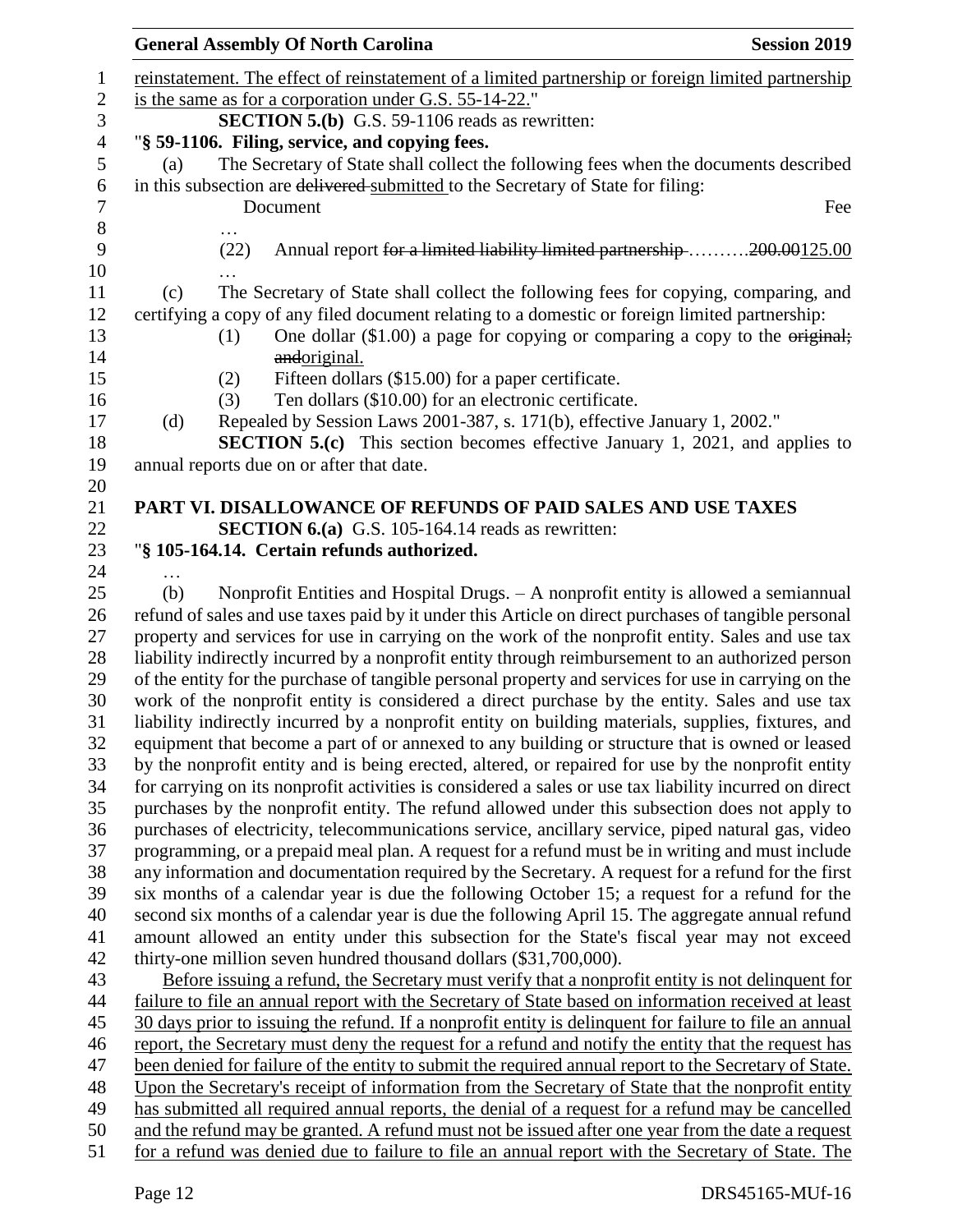reinstatement. The effect of reinstatement of a limited partnership or foreign limited partnership is the same as for a corporation under G.S. 55-14-22."

**SECTION 5.(b)** G.S. 59-1106 reads as rewritten:

"**§ 59-1106. Filing, service, and copying fees.**

(a) The Secretary of State shall collect the following fees when the documents described in this subsection are ~~delivered~~ submitted to the Secretary of State for filing:

| Document | Fee |
|---|---|
| … | |
| (22) Annual report ~~for a limited liability limited partnership~~ .......... | ~~200.00~~125.00 |
| … | |

(c) The Secretary of State shall collect the following fees for copying, comparing, and certifying a copy of any filed document relating to a domestic or foreign limited partnership:

(1) One dollar ($1.00) a page for copying or comparing a copy to the ~~original; and~~original.

(2) Fifteen dollars ($15.00) for a paper certificate.

(3) Ten dollars ($10.00) for an electronic certificate.

(d) Repealed by Session Laws 2001-387, s. 171(b), effective January 1, 2002."

**SECTION 5.(c)** This section becomes effective January 1, 2021, and applies to annual reports due on or after that date.

## PART VI. DISALLOWANCE OF REFUNDS OF PAID SALES AND USE TAXES

**SECTION 6.(a)** G.S. 105-164.14 reads as rewritten:

"**§ 105-164.14. Certain refunds authorized.**

…

(b) Nonprofit Entities and Hospital Drugs. – A nonprofit entity is allowed a semiannual refund of sales and use taxes paid by it under this Article on direct purchases of tangible personal property and services for use in carrying on the work of the nonprofit entity. Sales and use tax liability indirectly incurred by a nonprofit entity through reimbursement to an authorized person of the entity for the purchase of tangible personal property and services for use in carrying on the work of the nonprofit entity is considered a direct purchase by the entity. Sales and use tax liability indirectly incurred by a nonprofit entity on building materials, supplies, fixtures, and equipment that become a part of or annexed to any building or structure that is owned or leased by the nonprofit entity and is being erected, altered, or repaired for use by the nonprofit entity for carrying on its nonprofit activities is considered a sales or use tax liability incurred on direct purchases by the nonprofit entity. The refund allowed under this subsection does not apply to purchases of electricity, telecommunications service, ancillary service, piped natural gas, video programming, or a prepaid meal plan. A request for a refund must be in writing and must include any information and documentation required by the Secretary. A request for a refund for the first six months of a calendar year is due the following October 15; a request for a refund for the second six months of a calendar year is due the following April 15. The aggregate annual refund amount allowed an entity under this subsection for the State's fiscal year may not exceed thirty-one million seven hundred thousand dollars ($31,700,000).

Before issuing a refund, the Secretary must verify that a nonprofit entity is not delinquent for failure to file an annual report with the Secretary of State based on information received at least 30 days prior to issuing the refund. If a nonprofit entity is delinquent for failure to file an annual report, the Secretary must deny the request for a refund and notify the entity that the request has been denied for failure of the entity to submit the required annual report to the Secretary of State. Upon the Secretary's receipt of information from the Secretary of State that the nonprofit entity has submitted all required annual reports, the denial of a request for a refund may be cancelled and the refund may be granted. A refund must not be issued after one year from the date a request for a refund was denied due to failure to file an annual report with the Secretary of State. The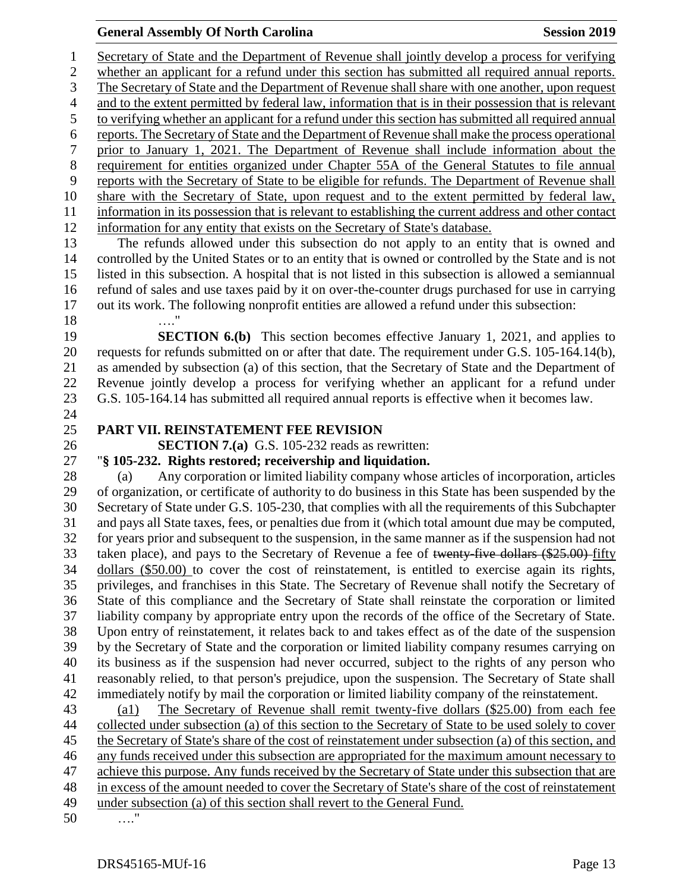Secretary of State and the Department of Revenue shall jointly develop a process for verifying whether an applicant for a refund under this section has submitted all required annual reports. The Secretary of State and the Department of Revenue shall share with one another, upon request and to the extent permitted by federal law, information that is in their possession that is relevant to verifying whether an applicant for a refund under this section has submitted all required annual reports. The Secretary of State and the Department of Revenue shall make the process operational prior to January 1, 2021. The Department of Revenue shall include information about the requirement for entities organized under Chapter 55A of the General Statutes to file annual reports with the Secretary of State to be eligible for refunds. The Department of Revenue shall share with the Secretary of State, upon request and to the extent permitted by federal law, information in its possession that is relevant to establishing the current address and other contact information for any entity that exists on the Secretary of State's database.

The refunds allowed under this subsection do not apply to an entity that is owned and controlled by the United States or to an entity that is owned or controlled by the State and is not listed in this subsection. A hospital that is not listed in this subsection is allowed a semiannual refund of sales and use taxes paid by it on over-the-counter drugs purchased for use in carrying out its work. The following nonprofit entities are allowed a refund under this subsection:

…."

**SECTION 6.(b)** This section becomes effective January 1, 2021, and applies to requests for refunds submitted on or after that date. The requirement under G.S. 105-164.14(b), as amended by subsection (a) of this section, that the Secretary of State and the Department of Revenue jointly develop a process for verifying whether an applicant for a refund under G.S. 105-164.14 has submitted all required annual reports is effective when it becomes law.

## PART VII. REINSTATEMENT FEE REVISION

**SECTION 7.(a)** G.S. 105-232 reads as rewritten:

"**§ 105-232. Rights restored; receivership and liquidation.**

(a) Any corporation or limited liability company whose articles of incorporation, articles of organization, or certificate of authority to do business in this State has been suspended by the Secretary of State under G.S. 105-230, that complies with all the requirements of this Subchapter and pays all State taxes, fees, or penalties due from it (which total amount due may be computed, for years prior and subsequent to the suspension, in the same manner as if the suspension had not taken place), and pays to the Secretary of Revenue a fee of ~~twenty-five dollars ($25.00)~~ fifty dollars ($50.00) to cover the cost of reinstatement, is entitled to exercise again its rights, privileges, and franchises in this State. The Secretary of Revenue shall notify the Secretary of State of this compliance and the Secretary of State shall reinstate the corporation or limited liability company by appropriate entry upon the records of the office of the Secretary of State. Upon entry of reinstatement, it relates back to and takes effect as of the date of the suspension by the Secretary of State and the corporation or limited liability company resumes carrying on its business as if the suspension had never occurred, subject to the rights of any person who reasonably relied, to that person's prejudice, upon the suspension. The Secretary of State shall immediately notify by mail the corporation or limited liability company of the reinstatement.

(a1) The Secretary of Revenue shall remit twenty-five dollars ($25.00) from each fee collected under subsection (a) of this section to the Secretary of State to be used solely to cover the Secretary of State's share of the cost of reinstatement under subsection (a) of this section, and any funds received under this subsection are appropriated for the maximum amount necessary to achieve this purpose. Any funds received by the Secretary of State under this subsection that are in excess of the amount needed to cover the Secretary of State's share of the cost of reinstatement under subsection (a) of this section shall revert to the General Fund.

…."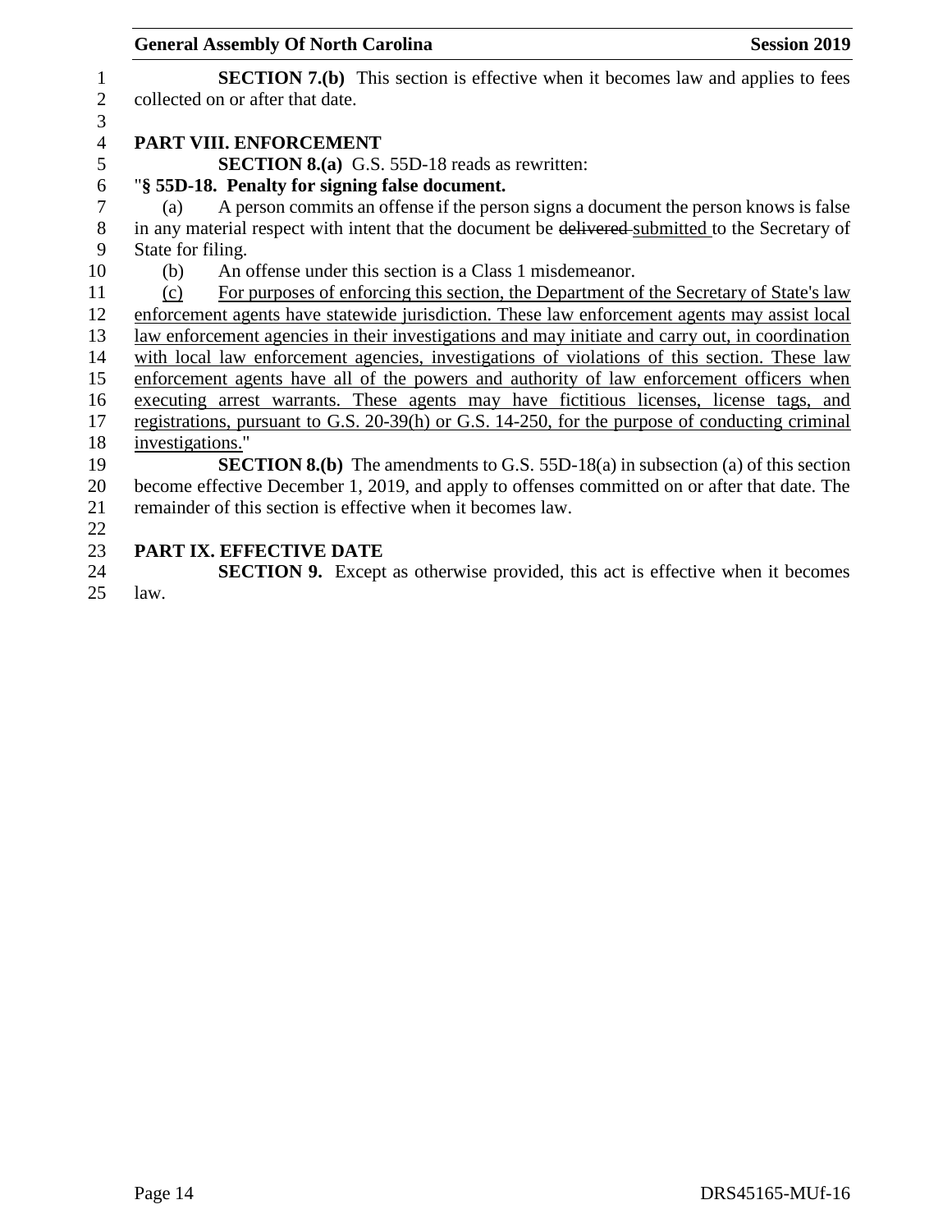**SECTION 7.(b)** This section is effective when it becomes law and applies to fees collected on or after that date.

## PART VIII. ENFORCEMENT

**SECTION 8.(a)** G.S. 55D-18 reads as rewritten:

"**§ 55D-18. Penalty for signing false document.**

(a) A person commits an offense if the person signs a document the person knows is false in any material respect with intent that the document be ~~delivered~~ submitted to the Secretary of State for filing.

(b) An offense under this section is a Class 1 misdemeanor.

(c) For purposes of enforcing this section, the Department of the Secretary of State's law enforcement agents have statewide jurisdiction. These law enforcement agents may assist local law enforcement agencies in their investigations and may initiate and carry out, in coordination with local law enforcement agencies, investigations of violations of this section. These law enforcement agents have all of the powers and authority of law enforcement officers when executing arrest warrants. These agents may have fictitious licenses, license tags, and registrations, pursuant to G.S. 20-39(h) or G.S. 14-250, for the purpose of conducting criminal investigations."

**SECTION 8.(b)** The amendments to G.S. 55D-18(a) in subsection (a) of this section become effective December 1, 2019, and apply to offenses committed on or after that date. The remainder of this section is effective when it becomes law.

## PART IX. EFFECTIVE DATE

**SECTION 9.** Except as otherwise provided, this act is effective when it becomes law.